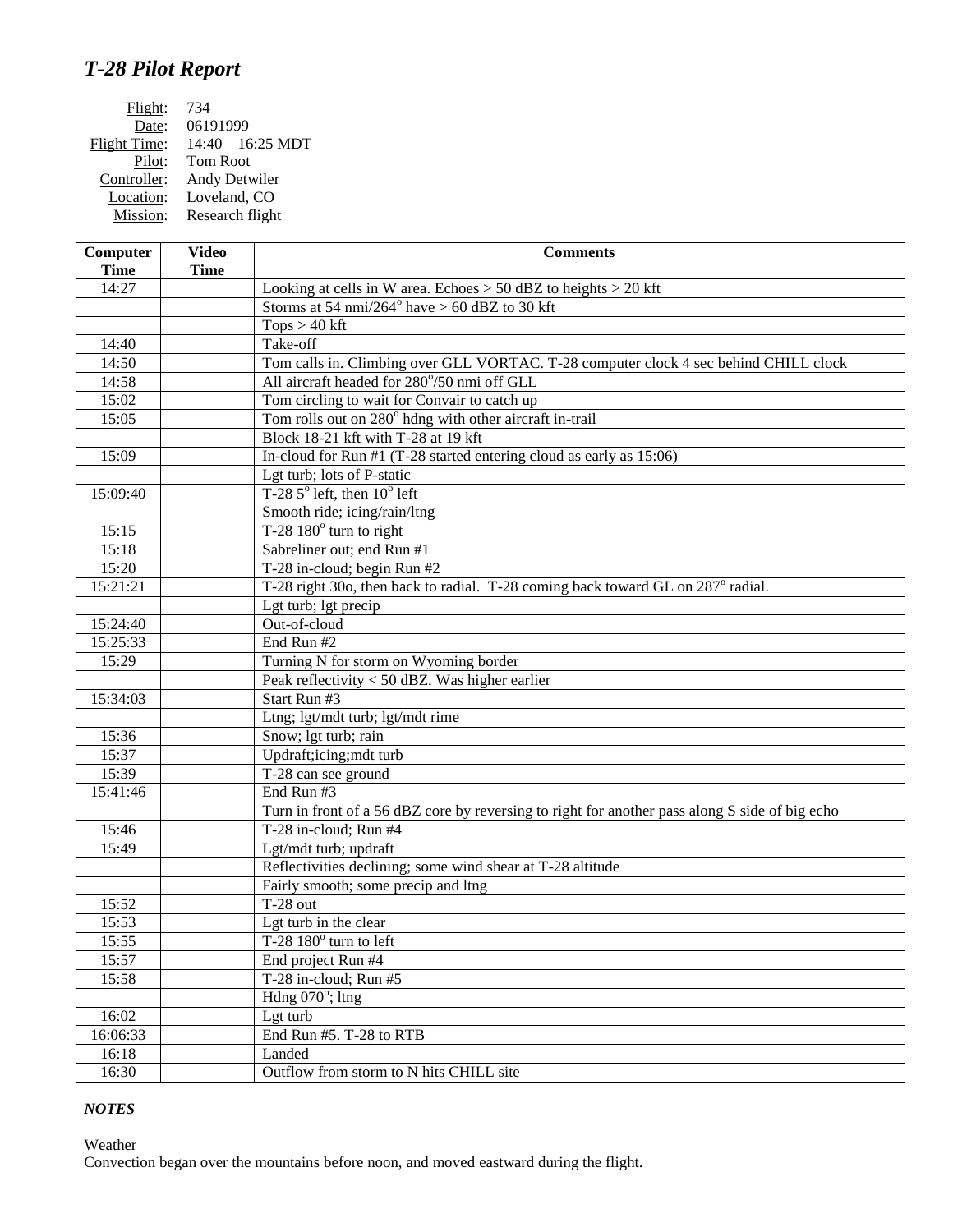# *T-28 Pilot Report*

Flight: 734
Date: 06191999
Flight Time: 14:40 – 16:25 MDT
Pilot: Tom Root
Controller: Andy Detwiler
Location: Loveland, CO
Mission: Research flight

| Computer Time | Video Time | Comments |
|---|---|---|
| 14:27 | | Looking at cells in W area. Echoes > 50 dBZ to heights > 20 kft |
| | | Storms at 54 nmi/264° have > 60 dBZ to 30 kft |
| | | Tops > 40 kft |
| 14:40 | | Take-off |
| 14:50 | | Tom calls in. Climbing over GLL VORTAC. T-28 computer clock 4 sec behind CHILL clock |
| 14:58 | | All aircraft headed for 280°/50 nmi off GLL |
| 15:02 | | Tom circling to wait for Convair to catch up |
| 15:05 | | Tom rolls out on 280° hdng with other aircraft in-trail |
| | | Block 18-21 kft with T-28 at 19 kft |
| 15:09 | | In-cloud for Run #1 (T-28 started entering cloud as early as 15:06) |
| | | Lgt turb; lots of P-static |
| 15:09:40 | | T-28 5° left, then 10° left |
| | | Smooth ride; icing/rain/ltng |
| 15:15 | | T-28 180° turn to right |
| 15:18 | | Sabreliner out; end Run #1 |
| 15:20 | | T-28 in-cloud; begin Run #2 |
| 15:21:21 | | T-28 right 30o, then back to radial. T-28 coming back toward GL on 287° radial. |
| | | Lgt turb; lgt precip |
| 15:24:40 | | Out-of-cloud |
| 15:25:33 | | End Run #2 |
| 15:29 | | Turning N for storm on Wyoming border |
| | | Peak reflectivity < 50 dBZ. Was higher earlier |
| 15:34:03 | | Start Run #3 |
| | | Ltng; lgt/mdt turb; lgt/mdt rime |
| 15:36 | | Snow; lgt turb; rain |
| 15:37 | | Updraft;icing;mdt turb |
| 15:39 | | T-28 can see ground |
| 15:41:46 | | End Run #3 |
| | | Turn in front of a 56 dBZ core by reversing to right for another pass along S side of big echo |
| 15:46 | | T-28 in-cloud; Run #4 |
| 15:49 | | Lgt/mdt turb; updraft |
| | | Reflectivities declining; some wind shear at T-28 altitude |
| | | Fairly smooth; some precip and ltng |
| 15:52 | | T-28 out |
| 15:53 | | Lgt turb in the clear |
| 15:55 | | T-28 180° turn to left |
| 15:57 | | End project Run #4 |
| 15:58 | | T-28 in-cloud; Run #5 |
| | | Hdng 070°; ltng |
| 16:02 | | Lgt turb |
| 16:06:33 | | End Run #5. T-28 to RTB |
| 16:18 | | Landed |
| 16:30 | | Outflow from storm to N hits CHILL site |

### *NOTES*

Weather
Convection began over the mountains before noon, and moved eastward during the flight.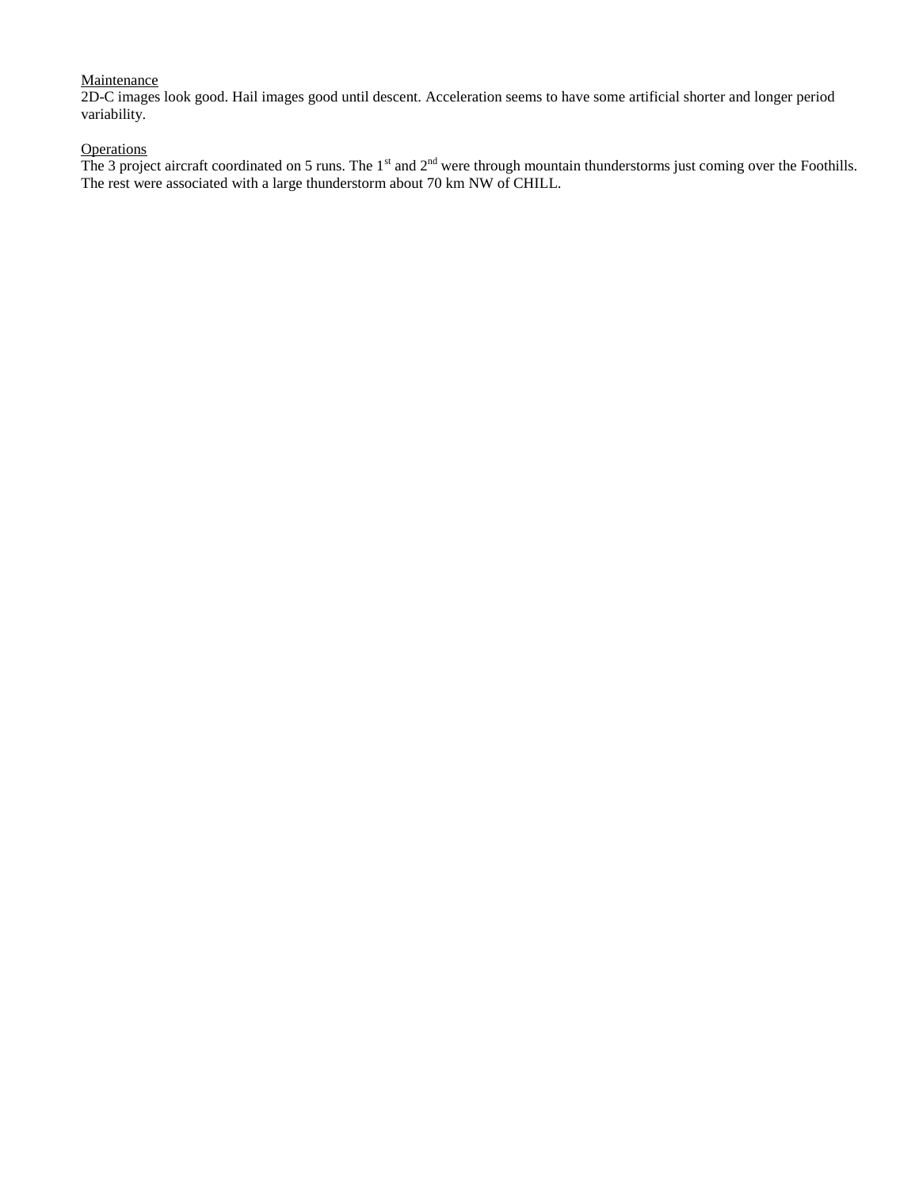Maintenance

2D-C images look good. Hail images good until descent. Acceleration seems to have some artificial shorter and longer period variability.

Operations

The 3 project aircraft coordinated on 5 runs. The 1st and 2nd were through mountain thunderstorms just coming over the Foothills. The rest were associated with a large thunderstorm about 70 km NW of CHILL.